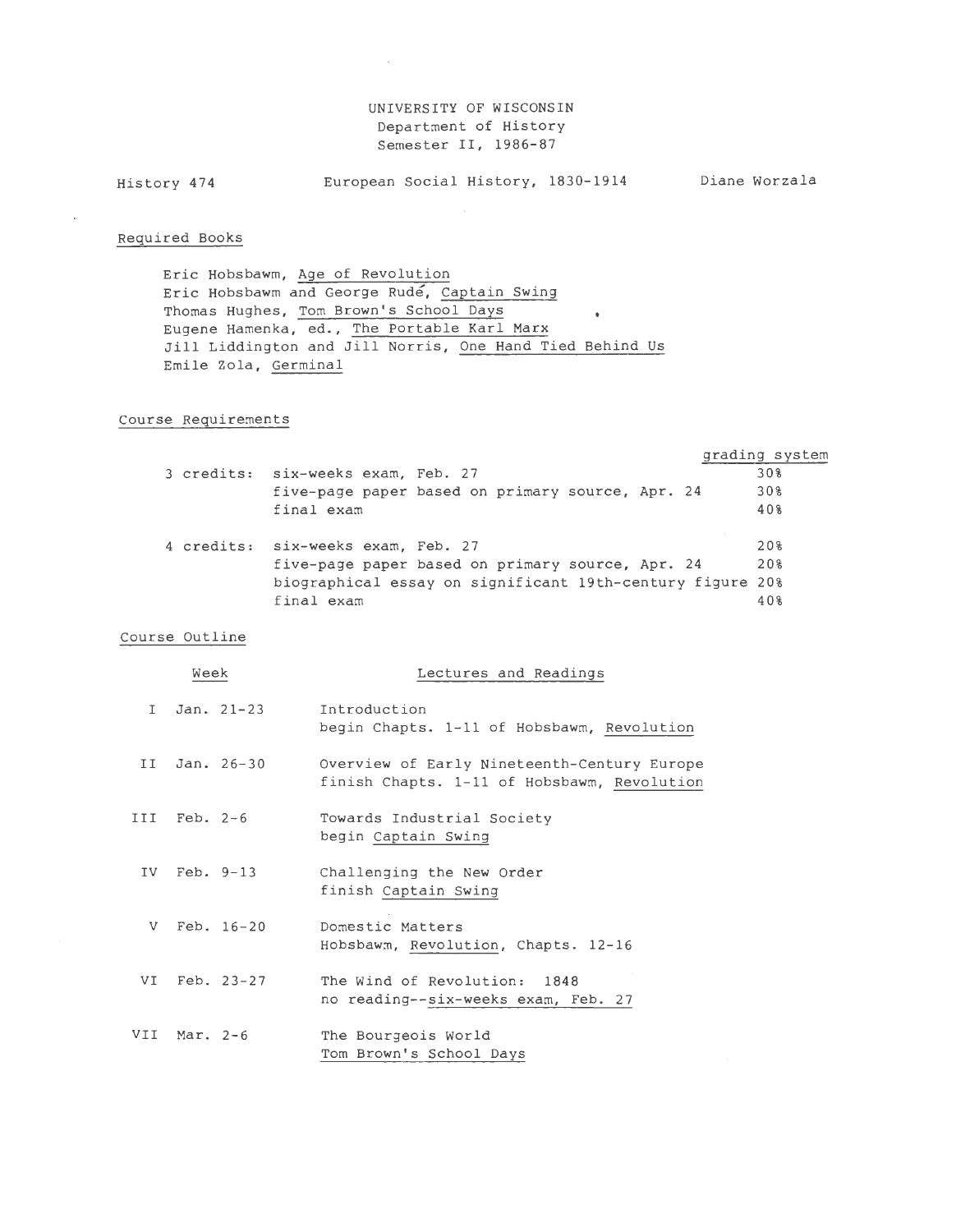UNIVERSITY OF WISCONSIN
Department of History
Semester II, 1986-87

History 474 — European Social History, 1830-1914 — Diane Worzala

## Required Books

Eric Hobsbawm, Age of Revolution
Eric Hobsbawm and George Rudé, Captain Swing
Thomas Hughes, Tom Brown's School Days
Eugene Hamenka, ed., The Portable Karl Marx
Jill Liddington and Jill Norris, One Hand Tied Behind Us
Emile Zola, Germinal

## Course Requirements

| | | grading system |
|---|---|---|
| 3 credits: | six-weeks exam, Feb. 27 | 30% |
| | five-page paper based on primary source, Apr. 24 | 30% |
| | final exam | 40% |
| 4 credits: | six-weeks exam, Feb. 27 | 20% |
| | five-page paper based on primary source, Apr. 24 | 20% |
| | biographical essay on significant 19th-century figure | 20% |
| | final exam | 40% |

## Course Outline

| Week | | Lectures and Readings |
|---|---|---|
| I | Jan. 21-23 | Introduction<br>begin Chapts. 1-11 of Hobsbawm, Revolution |
| II | Jan. 26-30 | Overview of Early Nineteenth-Century Europe<br>finish Chapts. 1-11 of Hobsbawm, Revolution |
| III | Feb. 2-6 | Towards Industrial Society<br>begin Captain Swing |
| IV | Feb. 9-13 | Challenging the New Order<br>finish Captain Swing |
| V | Feb. 16-20 | Domestic Matters<br>Hobsbawm, Revolution, Chapts. 12-16 |
| VI | Feb. 23-27 | The Wind of Revolution: 1848<br>no reading--six-weeks exam, Feb. 27 |
| VII | Mar. 2-6 | The Bourgeois World<br>Tom Brown's School Days |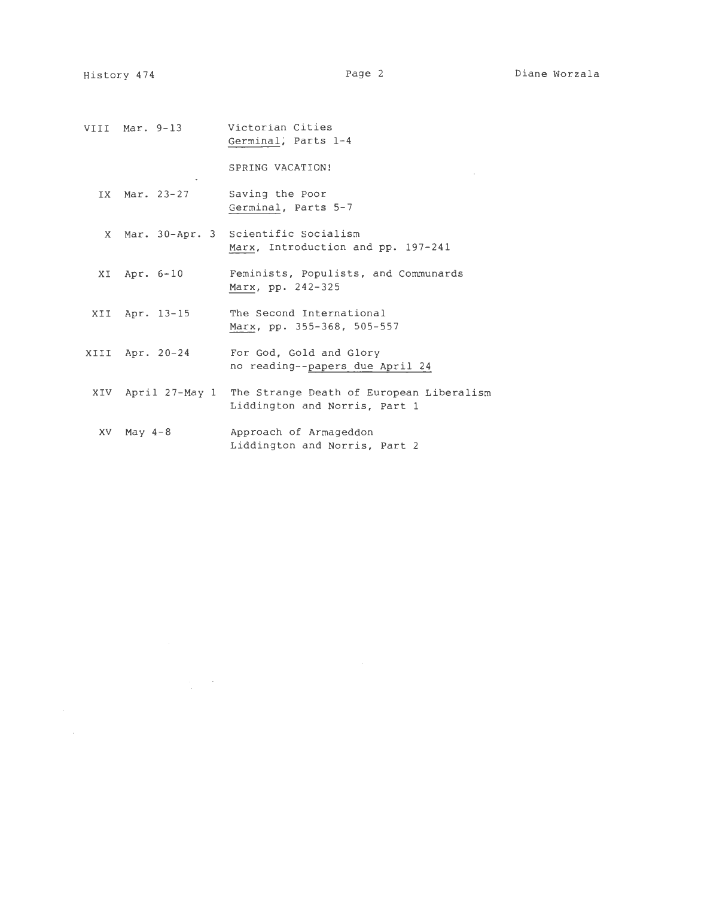| | | |
|---|---|---|
| VIII | Mar. 9-13 | Victorian Cities<br>_Germinal_, Parts 1-4 |
| | | SPRING VACATION! |
| IX | Mar. 23-27 | Saving the Poor<br>_Germinal_, Parts 5-7 |
| X | Mar. 30-Apr. 3 | Scientific Socialism<br>_Marx_, Introduction and pp. 197-241 |
| XI | Apr. 6-10 | Feminists, Populists, and Communards<br>_Marx_, pp. 242-325 |
| XII | Apr. 13-15 | The Second International<br>_Marx_, pp. 355-368, 505-557 |
| XIII | Apr. 20-24 | For God, Gold and Glory<br>no reading--_papers due April 24_ |
| XIV | April 27-May 1 | The Strange Death of European Liberalism<br>Liddington and Norris, Part 1 |
| XV | May 4-8 | Approach of Armageddon<br>Liddington and Norris, Part 2 |